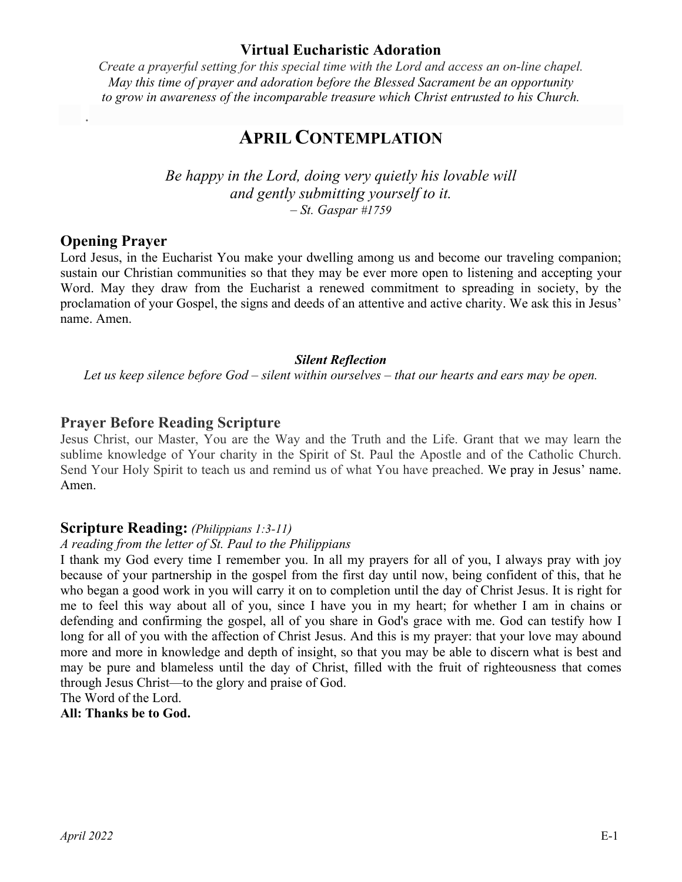## Virtual Eucharistic Adoration

*Create a prayerful setting for this special time with the Lord and access an on-line chapel.*
*May this time of prayer and adoration before the Blessed Sacrament be an opportunity*
*to grow in awareness of the incomparable treasure which Christ entrusted to his Church.*

.

# APRIL CONTEMPLATION

*Be happy in the Lord, doing very quietly his lovable will*
*and gently submitting yourself to it.*
*– St. Gaspar #1759*

### Opening Prayer

Lord Jesus, in the Eucharist You make your dwelling among us and become our traveling companion; sustain our Christian communities so that they may be ever more open to listening and accepting your Word. May they draw from the Eucharist a renewed commitment to spreading in society, by the proclamation of your Gospel, the signs and deeds of an attentive and active charity. We ask this in Jesus' name. Amen.

***Silent Reflection***

*Let us keep silence before God – silent within ourselves – that our hearts and ears may be open.*

### Prayer Before Reading Scripture

Jesus Christ, our Master, You are the Way and the Truth and the Life. Grant that we may learn the sublime knowledge of Your charity in the Spirit of St. Paul the Apostle and of the Catholic Church. Send Your Holy Spirit to teach us and remind us of what You have preached. We pray in Jesus' name. Amen.

### Scripture Reading: *(Philippians 1:3-11)*

*A reading from the letter of St. Paul to the Philippians*

I thank my God every time I remember you. In all my prayers for all of you, I always pray with joy because of your partnership in the gospel from the first day until now, being confident of this, that he who began a good work in you will carry it on to completion until the day of Christ Jesus. It is right for me to feel this way about all of you, since I have you in my heart; for whether I am in chains or defending and confirming the gospel, all of you share in God's grace with me. God can testify how I long for all of you with the affection of Christ Jesus. And this is my prayer: that your love may abound more and more in knowledge and depth of insight, so that you may be able to discern what is best and may be pure and blameless until the day of Christ, filled with the fruit of righteousness that comes through Jesus Christ—to the glory and praise of God.

The Word of the Lord.

**All: Thanks be to God.**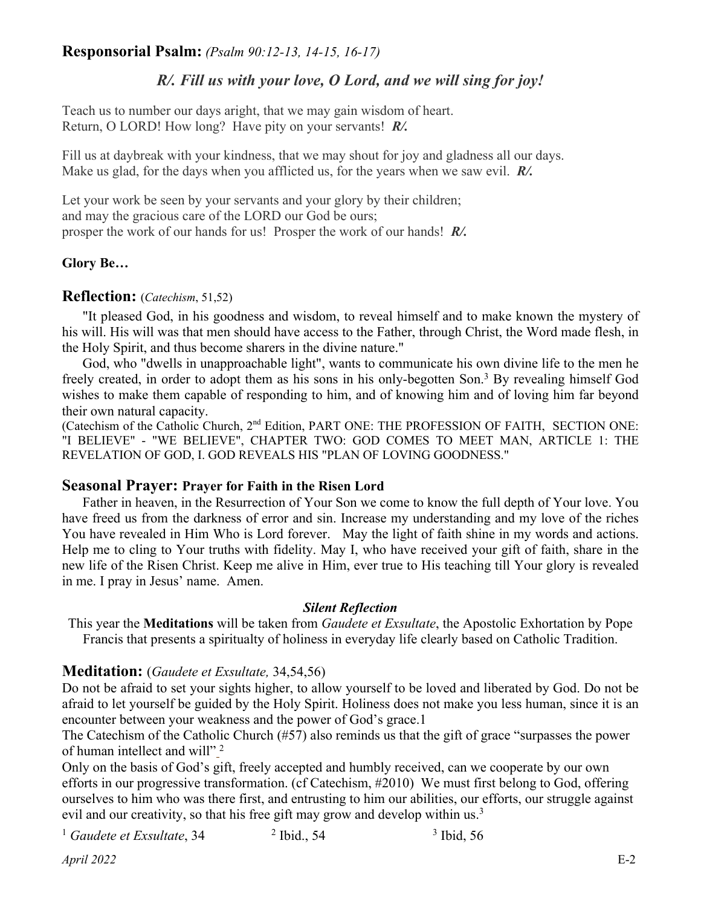## Responsorial Psalm: *(Psalm 90:12-13, 14-15, 16-17)*

### *R/. Fill us with your love, O Lord, and we will sing for joy!*

Teach us to number our days aright, that we may gain wisdom of heart.
Return, O LORD! How long? Have pity on your servants! ***R/.***

Fill us at daybreak with your kindness, that we may shout for joy and gladness all our days.
Make us glad, for the days when you afflicted us, for the years when we saw evil. ***R/.***

Let your work be seen by your servants and your glory by their children;
and may the gracious care of the LORD our God be ours;
prosper the work of our hands for us! Prosper the work of our hands! ***R/.***

**Glory Be…**

## Reflection: (*Catechism*, 51,52)

"It pleased God, in his goodness and wisdom, to reveal himself and to make known the mystery of his will. His will was that men should have access to the Father, through Christ, the Word made flesh, in the Holy Spirit, and thus become sharers in the divine nature."

God, who "dwells in unapproachable light", wants to communicate his own divine life to the men he freely created, in order to adopt them as his sons in his only-begotten Son.[3] By revealing himself God wishes to make them capable of responding to him, and of knowing him and of loving him far beyond their own natural capacity.

(Catechism of the Catholic Church, 2nd Edition, PART ONE: THE PROFESSION OF FAITH, SECTION ONE: "I BELIEVE" - "WE BELIEVE", CHAPTER TWO: GOD COMES TO MEET MAN, ARTICLE 1: THE REVELATION OF GOD, I. GOD REVEALS HIS "PLAN OF LOVING GOODNESS."

## Seasonal Prayer: Prayer for Faith in the Risen Lord

Father in heaven, in the Resurrection of Your Son we come to know the full depth of Your love. You have freed us from the darkness of error and sin. Increase my understanding and my love of the riches You have revealed in Him Who is Lord forever. May the light of faith shine in my words and actions. Help me to cling to Your truths with fidelity. May I, who have received your gift of faith, share in the new life of the Risen Christ. Keep me alive in Him, ever true to His teaching till Your glory is revealed in me. I pray in Jesus' name. Amen.

***Silent Reflection***

This year the **Meditations** will be taken from *Gaudete et Exsultate*, the Apostolic Exhortation by Pope Francis that presents a spiritualty of holiness in everyday life clearly based on Catholic Tradition.

## Meditation: (*Gaudete et Exsultate,* 34,54,56)

Do not be afraid to set your sights higher, to allow yourself to be loved and liberated by God. Do not be afraid to let yourself be guided by the Holy Spirit. Holiness does not make you less human, since it is an encounter between your weakness and the power of God's grace.1

The Catechism of the Catholic Church (#57) also reminds us that the gift of grace "surpasses the power of human intellect and will" [2]

Only on the basis of God's gift, freely accepted and humbly received, can we cooperate by our own efforts in our progressive transformation. (cf Catechism, #2010) We must first belong to God, offering ourselves to him who was there first, and entrusting to him our abilities, our efforts, our struggle against evil and our creativity, so that his free gift may grow and develop within us.[3]

[1] *Gaudete et Exsultate*, 34 [2] Ibid., 54 [3] Ibid, 56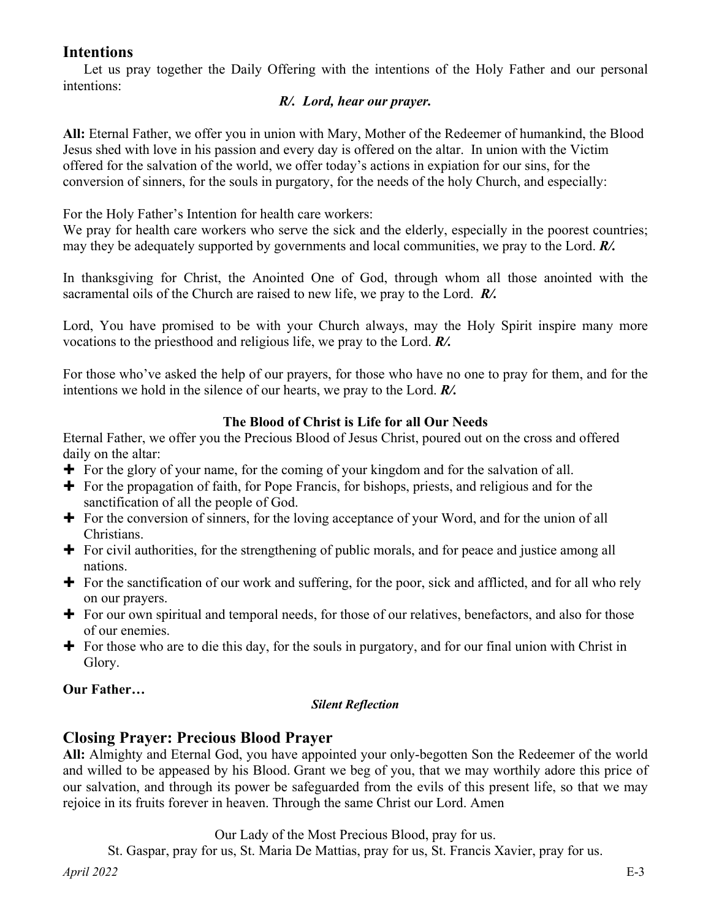## Intentions

Let us pray together the Daily Offering with the intentions of the Holy Father and our personal intentions:

***R/. Lord, hear our prayer.***

**All:** Eternal Father, we offer you in union with Mary, Mother of the Redeemer of humankind, the Blood Jesus shed with love in his passion and every day is offered on the altar. In union with the Victim offered for the salvation of the world, we offer today's actions in expiation for our sins, for the conversion of sinners, for the souls in purgatory, for the needs of the holy Church, and especially:

For the Holy Father's Intention for health care workers:
We pray for health care workers who serve the sick and the elderly, especially in the poorest countries; may they be adequately supported by governments and local communities, we pray to the Lord. ***R/.***

In thanksgiving for Christ, the Anointed One of God, through whom all those anointed with the sacramental oils of the Church are raised to new life, we pray to the Lord. ***R/.***

Lord, You have promised to be with your Church always, may the Holy Spirit inspire many more vocations to the priesthood and religious life, we pray to the Lord. ***R/.***

For those who've asked the help of our prayers, for those who have no one to pray for them, and for the intentions we hold in the silence of our hearts, we pray to the Lord. ***R/.***

**The Blood of Christ is Life for all Our Needs**

Eternal Father, we offer you the Precious Blood of Jesus Christ, poured out on the cross and offered daily on the altar:

- ✚ For the glory of your name, for the coming of your kingdom and for the salvation of all.
- ✚ For the propagation of faith, for Pope Francis, for bishops, priests, and religious and for the sanctification of all the people of God.
- ✚ For the conversion of sinners, for the loving acceptance of your Word, and for the union of all Christians.
- ✚ For civil authorities, for the strengthening of public morals, and for peace and justice among all nations.
- ✚ For the sanctification of our work and suffering, for the poor, sick and afflicted, and for all who rely on our prayers.
- ✚ For our own spiritual and temporal needs, for those of our relatives, benefactors, and also for those of our enemies.
- ✚ For those who are to die this day, for the souls in purgatory, and for our final union with Christ in Glory.

**Our Father…**

***Silent Reflection***

## Closing Prayer: Precious Blood Prayer

**All:** Almighty and Eternal God, you have appointed your only-begotten Son the Redeemer of the world and willed to be appeased by his Blood. Grant we beg of you, that we may worthily adore this price of our salvation, and through its power be safeguarded from the evils of this present life, so that we may rejoice in its fruits forever in heaven. Through the same Christ our Lord. Amen

Our Lady of the Most Precious Blood, pray for us.
St. Gaspar, pray for us, St. Maria De Mattias, pray for us, St. Francis Xavier, pray for us.

*April 2022*